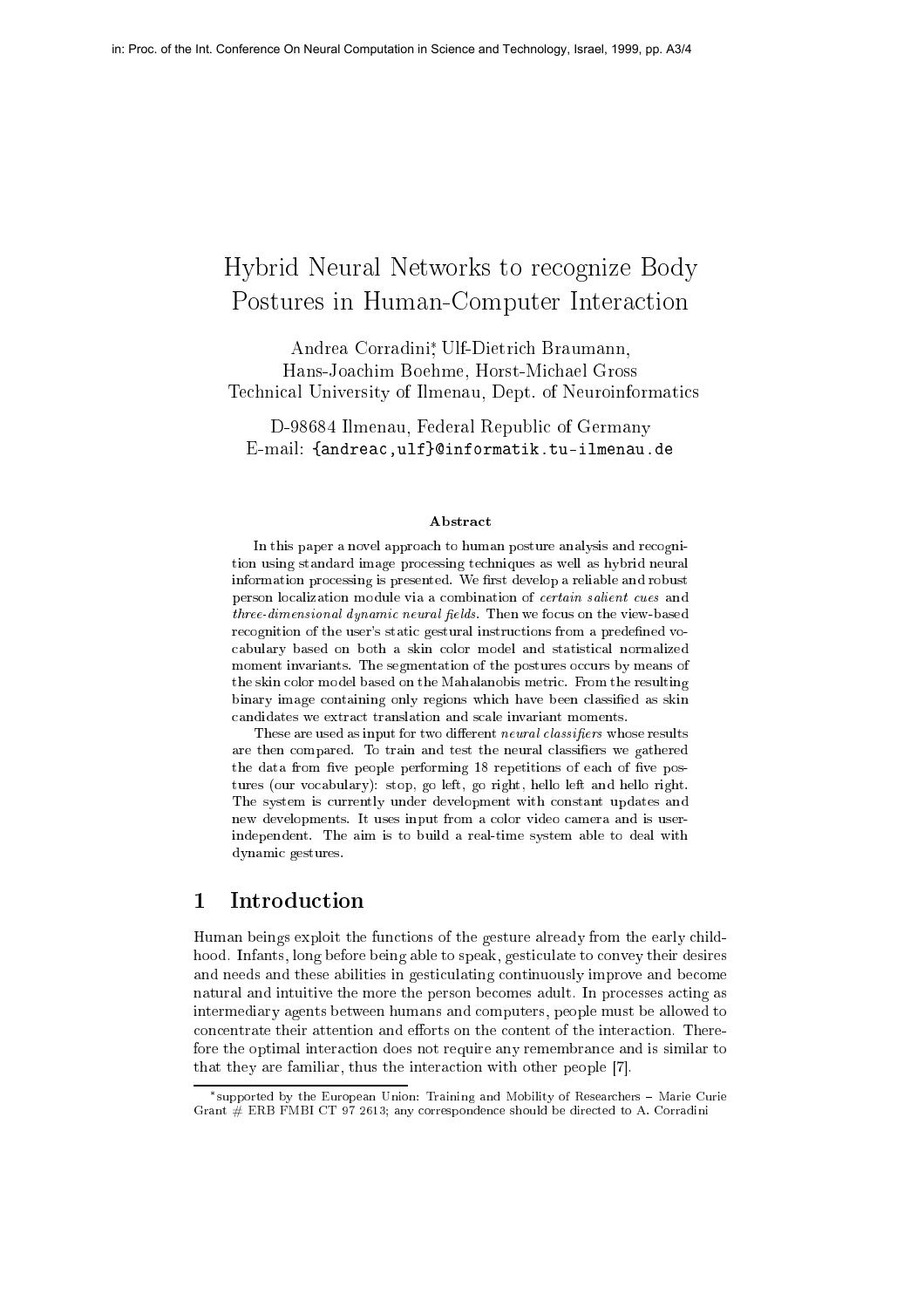in: Proc. of the Int. Conference On Neural Computation in Science and Technology, Israel, 1999, pp. A3/4

# Hybrid Neural Networks to recognize Body Postures in Human-Computer Interaction

Andrea Corradini*, Ulf-Dietrich Braumann,
Hans-Joachim Boehme, Horst-Michael Gross
Technical University of Ilmenau, Dept. of Neuroinformatics

D-98684 Ilmenau, Federal Republic of Germany
E-mail: {andreac,ulf}@informatik.tu-ilmenau.de

### Abstract

In this paper a novel approach to human posture analysis and recognition using standard image processing techniques as well as hybrid neural information processing is presented. We first develop a reliable and robust person localization module via a combination of *certain salient cues* and *three-dimensional dynamic neural fields*. Then we focus on the view-based recognition of the user's static gestural instructions from a predefined vocabulary based on both a skin color model and statistical normalized moment invariants. The segmentation of the postures occurs by means of the skin color model based on the Mahalanobis metric. From the resulting binary image containing only regions which have been classified as skin candidates we extract translation and scale invariant moments.

These are used as input for two different *neural classifiers* whose results are then compared. To train and test the neural classifiers we gathered the data from five people performing 18 repetitions of each of five postures (our vocabulary): stop, go left, go right, hello left and hello right. The system is currently under development with constant updates and new developments. It uses input from a color video camera and is user-independent. The aim is to build a real-time system able to deal with dynamic gestures.

## 1 Introduction

Human beings exploit the functions of the gesture already from the early childhood. Infants, long before being able to speak, gesticulate to convey their desires and needs and these abilities in gesticulating continuously improve and become natural and intuitive the more the person becomes adult. In processes acting as intermediary agents between humans and computers, people must be allowed to concentrate their attention and efforts on the content of the interaction. Therefore the optimal interaction does not require any remembrance and is similar to that they are familiar, thus the interaction with other people [7].

*supported by the European Union: Training and Mobility of Researchers – Marie Curie Grant # ERB FMBI CT 97 2613; any correspondence should be directed to A. Corradini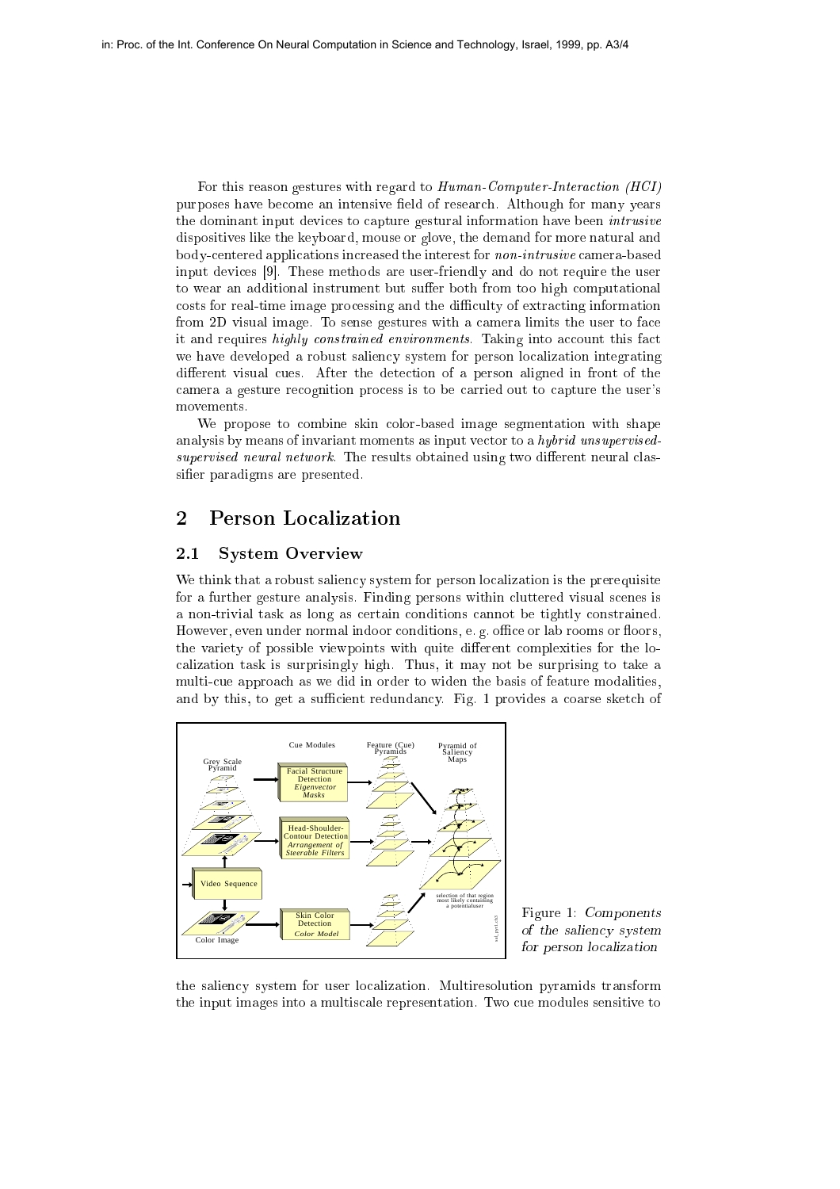For this reason gestures with regard to *Human-Computer-Interaction (HCI)* purposes have become an intensive field of research. Although for many years the dominant input devices to capture gestural information have been *intrusive* dispositives like the keyboard, mouse or glove, the demand for more natural and body-centered applications increased the interest for *non-intrusive* camera-based input devices [9]. These methods are user-friendly and do not require the user to wear an additional instrument but suffer both from too high computational costs for real-time image processing and the difficulty of extracting information from 2D visual image. To sense gestures with a camera limits the user to face it and requires *highly constrained environments*. Taking into account this fact we have developed a robust saliency system for person localization integrating different visual cues. After the detection of a person aligned in front of the camera a gesture recognition process is to be carried out to capture the user's movements.

We propose to combine skin color-based image segmentation with shape analysis by means of invariant moments as input vector to a *hybrid unsupervised-supervised neural network*. The results obtained using two different neural classifier paradigms are presented.

## 2 Person Localization

### 2.1 System Overview

We think that a robust saliency system for person localization is the prerequisite for a further gesture analysis. Finding persons within cluttered visual scenes is a non-trivial task as long as certain conditions cannot be tightly constrained. However, even under normal indoor conditions, e. g. office or lab rooms or floors, the variety of possible viewpoints with quite different complexities for the localization task is surprisingly high. Thus, it may not be surprising to take a multi-cue approach as we did in order to widen the basis of feature modalities, and by this, to get a sufficient redundancy. Fig. 1 provides a coarse sketch of

Figure 1: *Components of the saliency system for person localization*

the saliency system for user localization. Multiresolution pyramids transform the input images into a multiscale representation. Two cue modules sensitive to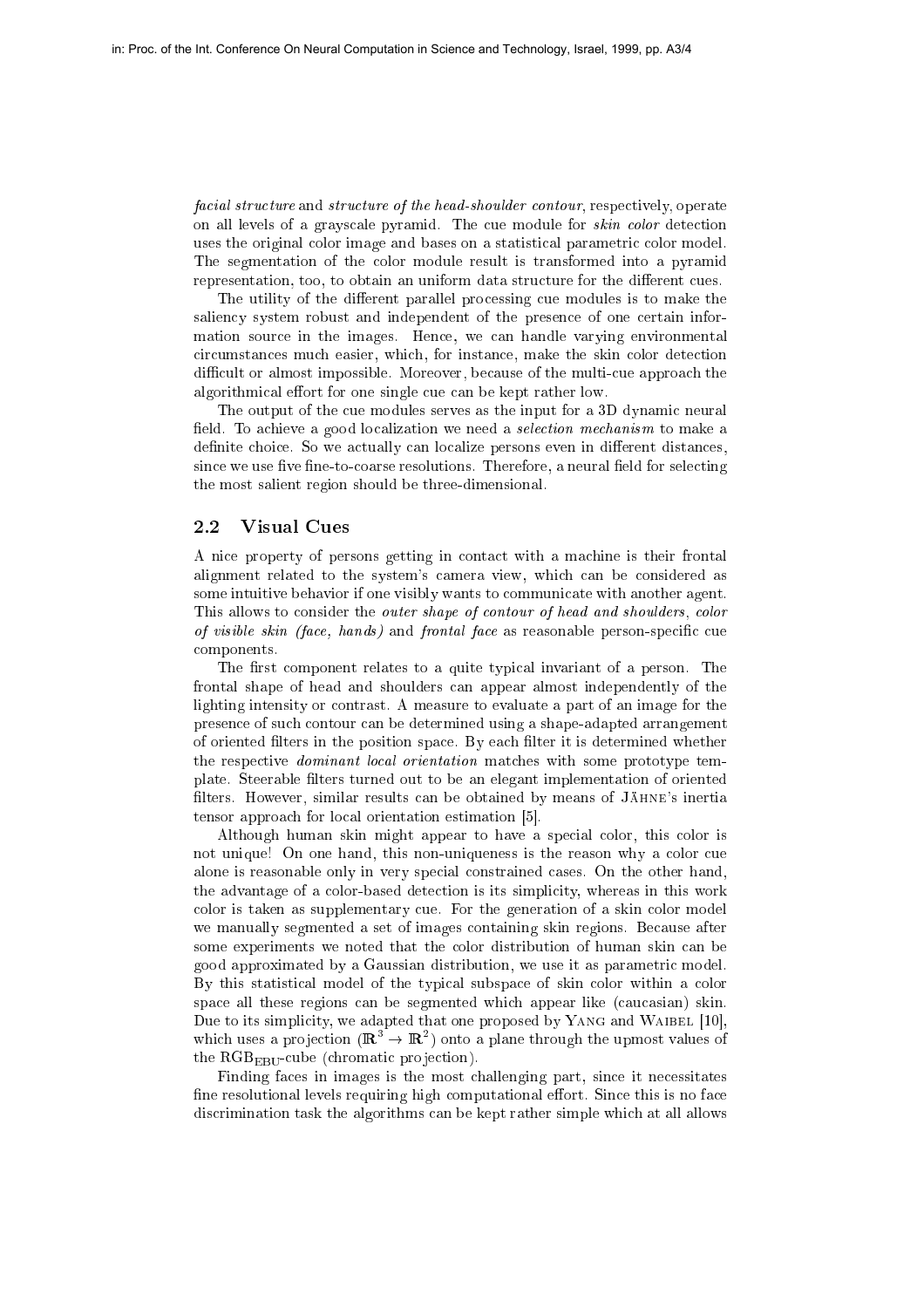*facial structure* and *structure of the head-shoulder contour*, respectively, operate on all levels of a grayscale pyramid. The cue module for *skin color* detection uses the original color image and bases on a statistical parametric color model. The segmentation of the color module result is transformed into a pyramid representation, too, to obtain an uniform data structure for the different cues.

The utility of the different parallel processing cue modules is to make the saliency system robust and independent of the presence of one certain information source in the images. Hence, we can handle varying environmental circumstances much easier, which, for instance, make the skin color detection difficult or almost impossible. Moreover, because of the multi-cue approach the algorithmical effort for one single cue can be kept rather low.

The output of the cue modules serves as the input for a 3D dynamic neural field. To achieve a good localization we need a *selection mechanism* to make a definite choice. So we actually can localize persons even in different distances, since we use five fine-to-coarse resolutions. Therefore, a neural field for selecting the most salient region should be three-dimensional.

## 2.2 Visual Cues

A nice property of persons getting in contact with a machine is their frontal alignment related to the system's camera view, which can be considered as some intuitive behavior if one visibly wants to communicate with another agent. This allows to consider the *outer shape of contour of head and shoulders*, *color of visible skin (face, hands)* and *frontal face* as reasonable person-specific cue components.

The first component relates to a quite typical invariant of a person. The frontal shape of head and shoulders can appear almost independently of the lighting intensity or contrast. A measure to evaluate a part of an image for the presence of such contour can be determined using a shape-adapted arrangement of oriented filters in the position space. By each filter it is determined whether the respective *dominant local orientation* matches with some prototype template. Steerable filters turned out to be an elegant implementation of oriented filters. However, similar results can be obtained by means of Jähne's inertia tensor approach for local orientation estimation [5].

Although human skin might appear to have a special color, this color is not unique! On one hand, this non-uniqueness is the reason why a color cue alone is reasonable only in very special constrained cases. On the other hand, the advantage of a color-based detection is its simplicity, whereas in this work color is taken as supplementary cue. For the generation of a skin color model we manually segmented a set of images containing skin regions. Because after some experiments we noted that the color distribution of human skin can be good approximated by a Gaussian distribution, we use it as parametric model. By this statistical model of the typical subspace of skin color within a color space all these regions can be segmented which appear like (caucasian) skin. Due to its simplicity, we adapted that one proposed by Yang and Waibel [10], which uses a projection ($\mathbb{R}^3 \rightarrow \mathbb{R}^2$) onto a plane through the upmost values of the $\mathrm{RGB}_{\mathrm{EBU}}$-cube (chromatic projection).

Finding faces in images is the most challenging part, since it necessitates fine resolutional levels requiring high computational effort. Since this is no face discrimination task the algorithms can be kept rather simple which at all allows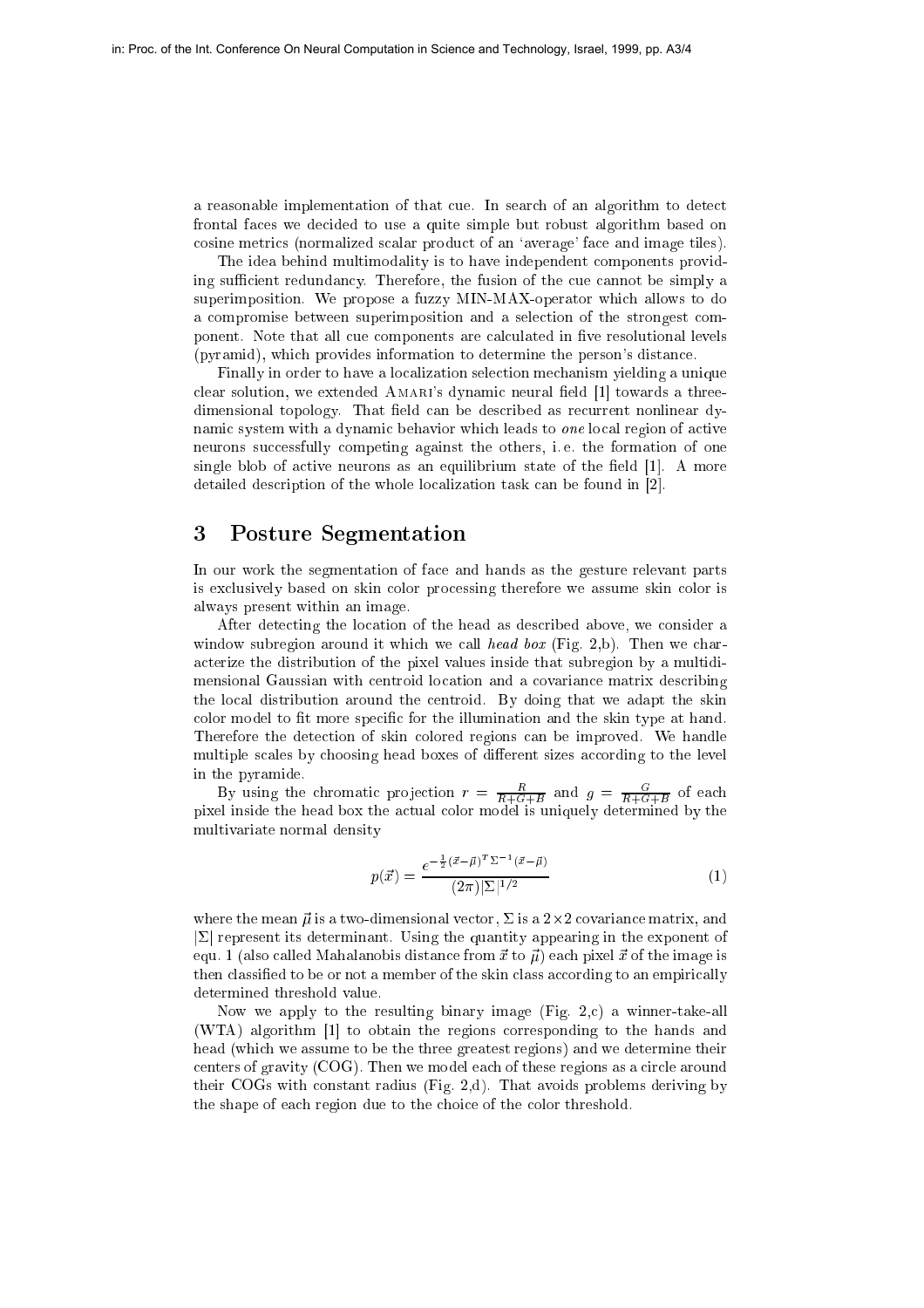a reasonable implementation of that cue. In search of an algorithm to detect frontal faces we decided to use a quite simple but robust algorithm based on cosine metrics (normalized scalar product of an 'average' face and image tiles).

The idea behind multimodality is to have independent components providing sufficient redundancy. Therefore, the fusion of the cue cannot be simply a superimposition. We propose a fuzzy MIN-MAX-operator which allows to do a compromise between superimposition and a selection of the strongest component. Note that all cue components are calculated in five resolutional levels (pyramid), which provides information to determine the person's distance.

Finally in order to have a localization selection mechanism yielding a unique clear solution, we extended AMARI's dynamic neural field [1] towards a three-dimensional topology. That field can be described as recurrent nonlinear dynamic system with a dynamic behavior which leads to *one* local region of active neurons successfully competing against the others, i. e. the formation of one single blob of active neurons as an equilibrium state of the field [1]. A more detailed description of the whole localization task can be found in [2].

## 3 Posture Segmentation

In our work the segmentation of face and hands as the gesture relevant parts is exclusively based on skin color processing therefore we assume skin color is always present within an image.

After detecting the location of the head as described above, we consider a window subregion around it which we call *head box* (Fig. 2,b). Then we characterize the distribution of the pixel values inside that subregion by a multidimensional Gaussian with centroid location and a covariance matrix describing the local distribution around the centroid. By doing that we adapt the skin color model to fit more specific for the illumination and the skin type at hand. Therefore the detection of skin colored regions can be improved. We handle multiple scales by choosing head boxes of different sizes according to the level in the pyramide.

By using the chromatic projection $r = \frac{R}{R+G+B}$ and $g = \frac{G}{R+G+B}$ of each pixel inside the head box the actual color model is uniquely determined by the multivariate normal density

$$p(\vec{x}) = \frac{e^{-\frac{1}{2}(\vec{x}-\vec{\mu})^T \Sigma^{-1} (\vec{x}-\vec{\mu})}}{(2\pi)|\Sigma|^{1/2}} \tag{1}$$

where the mean $\vec{\mu}$ is a two-dimensional vector, $\Sigma$ is a $2 \times 2$ covariance matrix, and $|\Sigma|$ represent its determinant. Using the quantity appearing in the exponent of equ. 1 (also called Mahalanobis distance from $\vec{x}$ to $\vec{\mu}$) each pixel $\vec{x}$ of the image is then classified to be or not a member of the skin class according to an empirically determined threshold value.

Now we apply to the resulting binary image (Fig. 2,c) a winner-take-all (WTA) algorithm [1] to obtain the regions corresponding to the hands and head (which we assume to be the three greatest regions) and we determine their centers of gravity (COG). Then we model each of these regions as a circle around their COGs with constant radius (Fig. 2,d). That avoids problems deriving by the shape of each region due to the choice of the color threshold.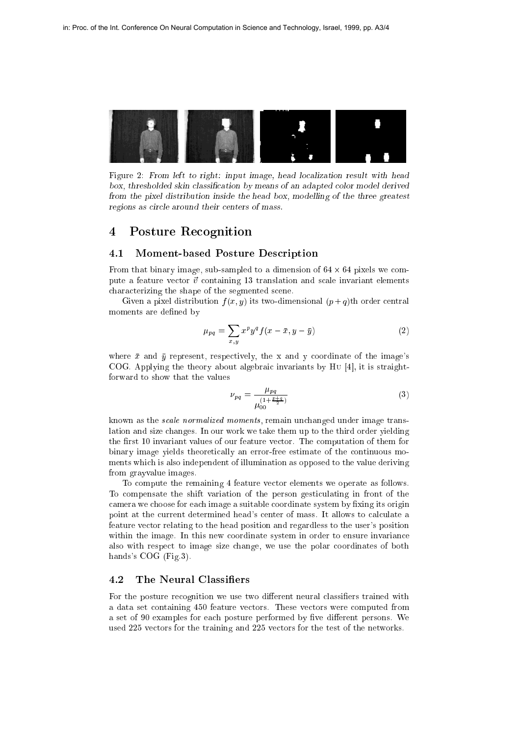Figure 2: *From left to right: input image, head localization result with head box, thresholded skin classification by means of an adapted color model derived from the pixel distribution inside the head box, modelling of the three greatest regions as circle around their centers of mass.*

# 4 Posture Recognition

## 4.1 Moment-based Posture Description

From that binary image, sub-sampled to a dimension of $64 \times 64$ pixels we compute a feature vector $\vec{v}$ containing 13 translation and scale invariant elements characterizing the shape of the segmented scene.

Given a pixel distribution $f(x, y)$ its two-dimensional $(p+q)$th order central moments are defined by

$$\mu_{pq} = \sum_{x,y} x^p y^q f(x - \bar{x}, y - \bar{y}) \tag{2}$$

where $\bar{x}$ and $\bar{y}$ represent, respectively, the x and y coordinate of the image's COG. Applying the theory about algebraic invariants by Hu [4], it is straightforward to show that the values

$$\nu_{pq} = \frac{\mu_{pq}}{\mu_{00}^{(1+\frac{p+q}{2})}} \tag{3}$$

known as the *scale normalized moments*, remain unchanged under image translation and size changes. In our work we take them up to the third order yielding the first 10 invariant values of our feature vector. The computation of them for binary image yields theoretically an error-free estimate of the continuous moments which is also independent of illumination as opposed to the value deriving from grayvalue images.

To compute the remaining 4 feature vector elements we operate as follows. To compensate the shift variation of the person gesticulating in front of the camera we choose for each image a suitable coordinate system by fixing its origin point at the current determined head's center of mass. It allows to calculate a feature vector relating to the head position and regardless to the user's position within the image. In this new coordinate system in order to ensure invariance also with respect to image size change, we use the polar coordinates of both hands's COG (Fig.3).

## 4.2 The Neural Classifiers

For the posture recognition we use two different neural classifiers trained with a data set containing 450 feature vectors. These vectors were computed from a set of 90 examples for each posture performed by five different persons. We used 225 vectors for the training and 225 vectors for the test of the networks.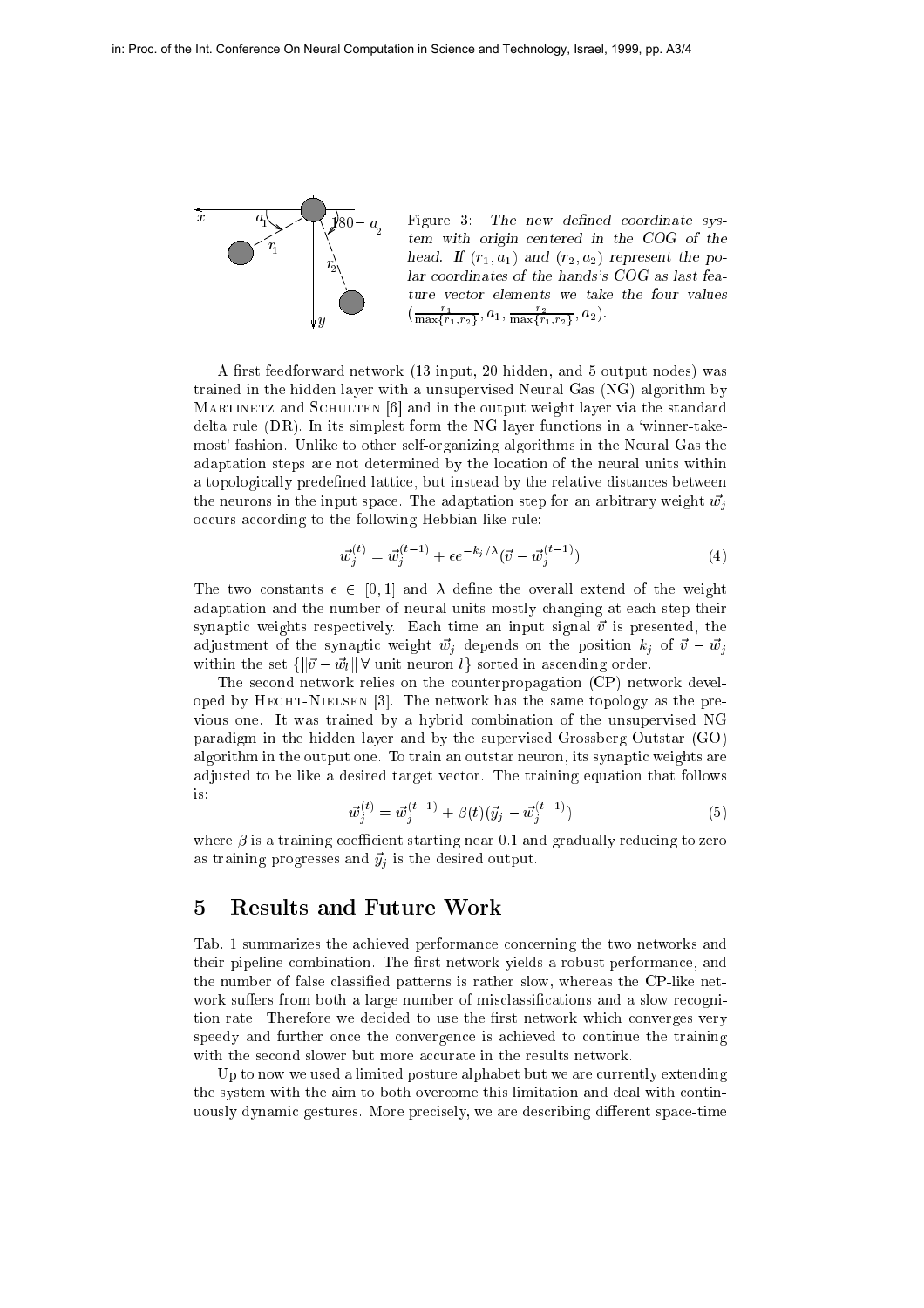Figure 3: *The new defined coordinate system with origin centered in the COG of the head. If $(r_1, a_1)$ and $(r_2, a_2)$ represent the polar coordinates of the hands's COG as last feature vector elements we take the four values $(\frac{r_1}{\max\{r_1, r_2\}}, a_1, \frac{r_2}{\max\{r_1, r_2\}}, a_2)$.*

A first feedforward network (13 input, 20 hidden, and 5 output nodes) was trained in the hidden layer with a unsupervised Neural Gas (NG) algorithm by Martinetz and Schulten [6] and in the output weight layer via the standard delta rule (DR). In its simplest form the NG layer functions in a 'winner-take-most' fashion. Unlike to other self-organizing algorithms in the Neural Gas the adaptation steps are not determined by the location of the neural units within a topologically predefined lattice, but instead by the relative distances between the neurons in the input space. The adaptation step for an arbitrary weight $\vec{w}_j$ occurs according to the following Hebbian-like rule:

$$\vec{w}_j^{(t)} = \vec{w}_j^{(t-1)} + \epsilon e^{-k_j/\lambda}(\vec{v} - \vec{w}_j^{(t-1)}) \tag{4}$$

The two constants $\epsilon \in [0, 1]$ and $\lambda$ define the overall extend of the weight adaptation and the number of neural units mostly changing at each step their synaptic weights respectively. Each time an input signal $\vec{v}$ is presented, the adjustment of the synaptic weight $\vec{w}_j$ depends on the position $k_j$ of $\vec{v} - \vec{w}_j$ within the set $\{\|\vec{v} - \vec{w}_l\| \, \forall \text{ unit neuron } l\}$ sorted in ascending order.

The second network relies on the counterpropagation (CP) network developed by Hecht-Nielsen [3]. The network has the same topology as the previous one. It was trained by a hybrid combination of the unsupervised NG paradigm in the hidden layer and by the supervised Grossberg Outstar (GO) algorithm in the output one. To train an outstar neuron, its synaptic weights are adjusted to be like a desired target vector. The training equation that follows is:

$$\vec{w}_j^{(t)} = \vec{w}_j^{(t-1)} + \beta(t)(\vec{y}_j - \vec{w}_j^{(t-1)}) \tag{5}$$

where $\beta$ is a training coefficient starting near 0.1 and gradually reducing to zero as training progresses and $\vec{y}_j$ is the desired output.

## 5 Results and Future Work

Tab. 1 summarizes the achieved performance concerning the two networks and their pipeline combination. The first network yields a robust performance, and the number of false classified patterns is rather slow, whereas the CP-like network suffers from both a large number of misclassifications and a slow recognition rate. Therefore we decided to use the first network which converges very speedy and further once the convergence is achieved to continue the training with the second slower but more accurate in the results network.

Up to now we used a limited posture alphabet but we are currently extending the system with the aim to both overcome this limitation and deal with continuously dynamic gestures. More precisely, we are describing different space-time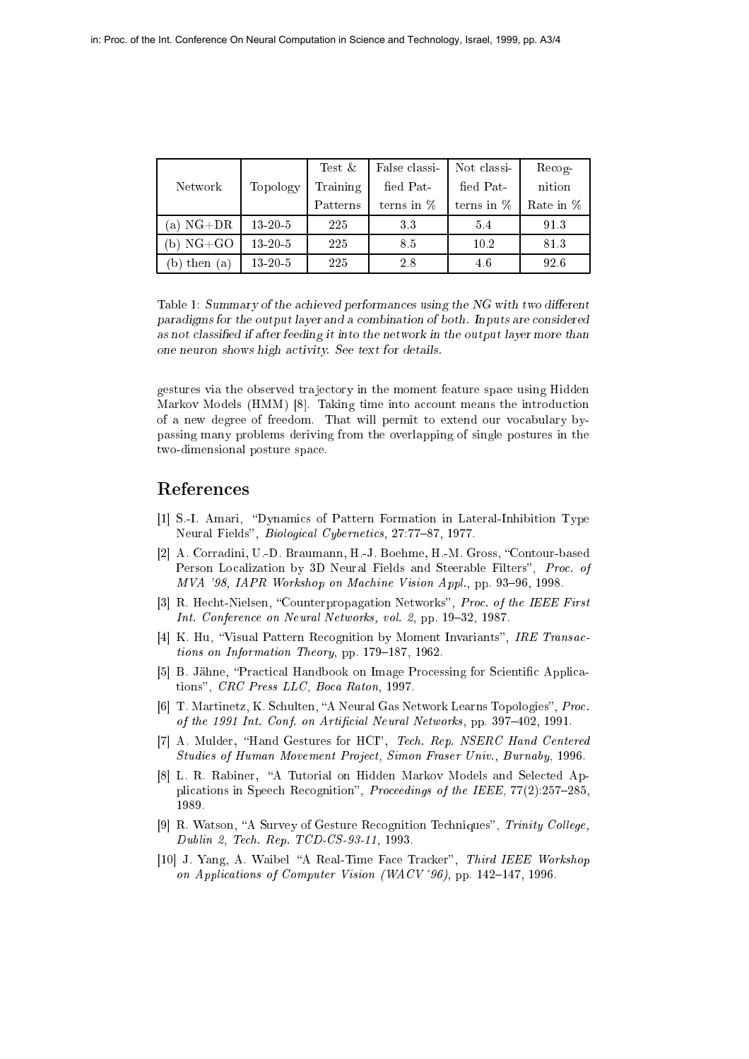| Network | Topology | Test & Training Patterns | False classified Patterns in % | Not classified Patterns in % | Recognition Rate in % |
|---|---|---|---|---|---|
| (a) NG+DR | 13-20-5 | 225 | 3.3 | 5.4 | 91.3 |
| (b) NG+GO | 13-20-5 | 225 | 8.5 | 10.2 | 81.3 |
| (b) then (a) | 13-20-5 | 225 | 2.8 | 4.6 | 92.6 |

Table 1: *Summary of the achieved performances using the NG with two different paradigms for the output layer and a combination of both. Inputs are considered as not classified if after feeding it into the network in the output layer more than one neuron shows high activity. See text for details.*

gestures via the observed trajectory in the moment feature space using Hidden Markov Models (HMM) [8]. Taking time into account means the introduction of a new degree of freedom. That will permit to extend our vocabulary bypassing many problems deriving from the overlapping of single postures in the two-dimensional posture space.

## References

[1] S.-I. Amari, "Dynamics of Pattern Formation in Lateral-Inhibition Type Neural Fields", *Biological Cybernetics*, 27:77–87, 1977.

[2] A. Corradini, U.-D. Braumann, H.-J. Boehme, H.-M. Gross, "Contour-based Person Localization by 3D Neural Fields and Steerable Filters", *Proc. of MVA '98, IAPR Workshop on Machine Vision Appl.*, pp. 93–96, 1998.

[3] R. Hecht-Nielsen, "Counterpropagation Networks", *Proc. of the IEEE First Int. Conference on Neural Networks, vol. 2*, pp. 19–32, 1987.

[4] K. Hu, "Visual Pattern Recognition by Moment Invariants", *IRE Transactions on Information Theory*, pp. 179–187, 1962.

[5] B. Jähne, "Practical Handbook on Image Processing for Scientific Applications", *CRC Press LLC, Boca Raton*, 1997.

[6] T. Martinetz, K. Schulten, "A Neural Gas Network Learns Topologies", *Proc. of the 1991 Int. Conf. on Artificial Neural Networks*, pp. 397–402, 1991.

[7] A. Mulder, "Hand Gestures for HCI", *Tech. Rep. NSERC Hand Centered Studies of Human Movement Project, Simon Fraser Univ., Burnaby*, 1996.

[8] L. R. Rabiner, "A Tutorial on Hidden Markov Models and Selected Applications in Speech Recognition", *Proceedings of the IEEE*, 77(2):257–285, 1989.

[9] R. Watson, "A Survey of Gesture Recognition Techniques", *Trinity College, Dublin 2, Tech. Rep. TCD-CS-93-11*, 1993.

[10] J. Yang, A. Waibel "A Real-Time Face Tracker", *Third IEEE Workshop on Applications of Computer Vision (WACV´96)*, pp. 142–147, 1996.